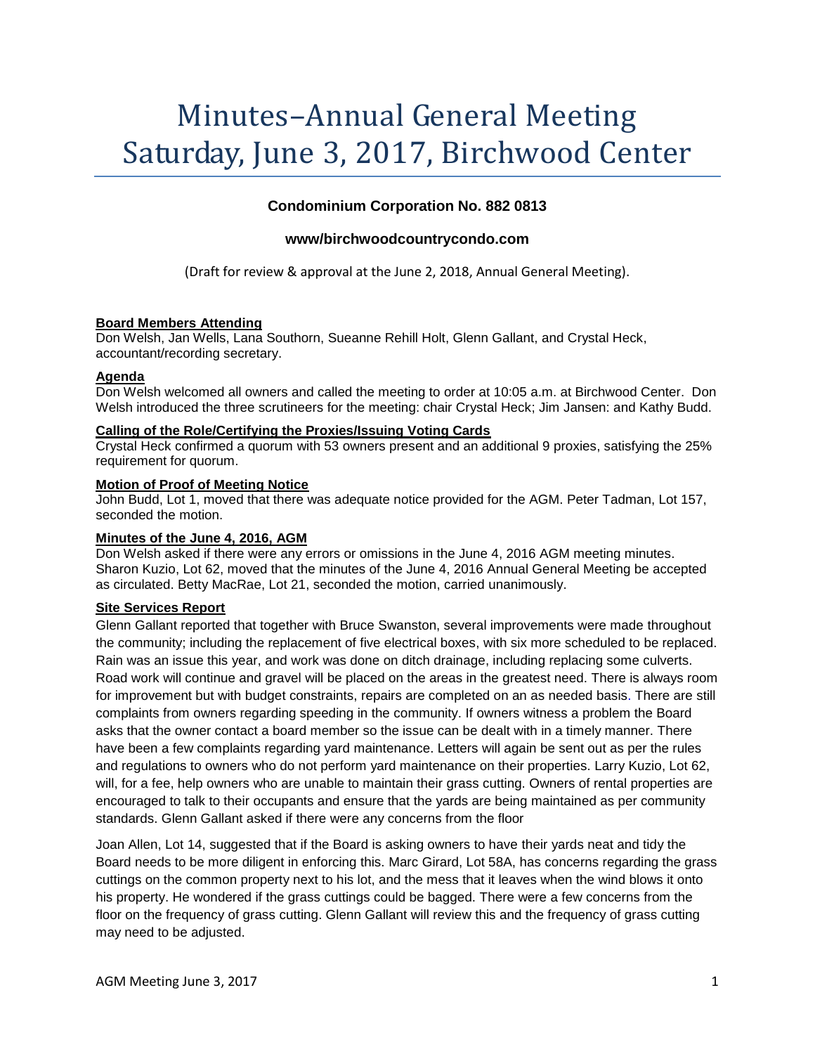# Minutes–Annual General Meeting Saturday, June 3, 2017, Birchwood Center

**Condominium Corporation No. 882 0813**

**www/birchwoodcountrycondo.com**

(Draft for review & approval at the June 2, 2018, Annual General Meeting).

**Board Members Attending**

Don Welsh, Jan Wells, Lana Southorn, Sueanne Rehill Holt, Glenn Gallant, and Crystal Heck, accountant/recording secretary.

**Agenda**

Don Welsh welcomed all owners and called the meeting to order at 10:05 a.m. at Birchwood Center. Don Welsh introduced the three scrutineers for the meeting: chair Crystal Heck; Jim Jansen: and Kathy Budd.

**Calling of the Role/Certifying the Proxies/Issuing Voting Cards**

Crystal Heck confirmed a quorum with 53 owners present and an additional 9 proxies, satisfying the 25% requirement for quorum.

**Motion of Proof of Meeting Notice**

John Budd, Lot 1, moved that there was adequate notice provided for the AGM. Peter Tadman, Lot 157, seconded the motion.

**Minutes of the June 4, 2016, AGM**

Don Welsh asked if there were any errors or omissions in the June 4, 2016 AGM meeting minutes. Sharon Kuzio, Lot 62, moved that the minutes of the June 4, 2016 Annual General Meeting be accepted as circulated. Betty MacRae, Lot 21, seconded the motion, carried unanimously.

**Site Services Report**

Glenn Gallant reported that together with Bruce Swanston, several improvements were made throughout the community; including the replacement of five electrical boxes, with six more scheduled to be replaced. Rain was an issue this year, and work was done on ditch drainage, including replacing some culverts. Road work will continue and gravel will be placed on the areas in the greatest need. There is always room for improvement but with budget constraints, repairs are completed on an as needed basis. There are still complaints from owners regarding speeding in the community. If owners witness a problem the Board asks that the owner contact a board member so the issue can be dealt with in a timely manner. There have been a few complaints regarding yard maintenance. Letters will again be sent out as per the rules and regulations to owners who do not perform yard maintenance on their properties. Larry Kuzio, Lot 62, will, for a fee, help owners who are unable to maintain their grass cutting. Owners of rental properties are encouraged to talk to their occupants and ensure that the yards are being maintained as per community standards. Glenn Gallant asked if there were any concerns from the floor

Joan Allen, Lot 14, suggested that if the Board is asking owners to have their yards neat and tidy the Board needs to be more diligent in enforcing this. Marc Girard, Lot 58A, has concerns regarding the grass cuttings on the common property next to his lot, and the mess that it leaves when the wind blows it onto his property. He wondered if the grass cuttings could be bagged. There were a few concerns from the floor on the frequency of grass cutting. Glenn Gallant will review this and the frequency of grass cutting may need to be adjusted.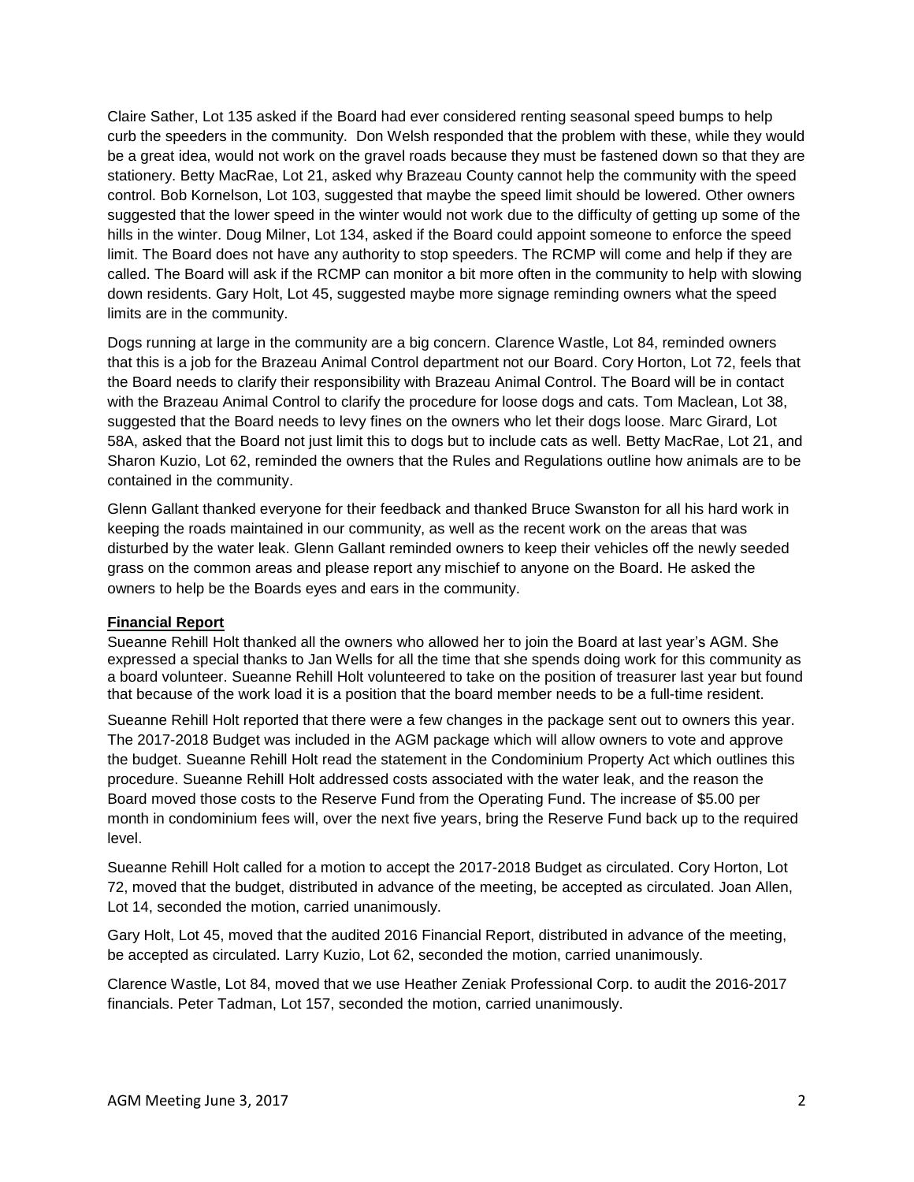Claire Sather, Lot 135 asked if the Board had ever considered renting seasonal speed bumps to help curb the speeders in the community. Don Welsh responded that the problem with these, while they would be a great idea, would not work on the gravel roads because they must be fastened down so that they are stationery. Betty MacRae, Lot 21, asked why Brazeau County cannot help the community with the speed control. Bob Kornelson, Lot 103, suggested that maybe the speed limit should be lowered. Other owners suggested that the lower speed in the winter would not work due to the difficulty of getting up some of the hills in the winter. Doug Milner, Lot 134, asked if the Board could appoint someone to enforce the speed limit. The Board does not have any authority to stop speeders. The RCMP will come and help if they are called. The Board will ask if the RCMP can monitor a bit more often in the community to help with slowing down residents. Gary Holt, Lot 45, suggested maybe more signage reminding owners what the speed limits are in the community.

Dogs running at large in the community are a big concern. Clarence Wastle, Lot 84, reminded owners that this is a job for the Brazeau Animal Control department not our Board. Cory Horton, Lot 72, feels that the Board needs to clarify their responsibility with Brazeau Animal Control. The Board will be in contact with the Brazeau Animal Control to clarify the procedure for loose dogs and cats. Tom Maclean, Lot 38, suggested that the Board needs to levy fines on the owners who let their dogs loose. Marc Girard, Lot 58A, asked that the Board not just limit this to dogs but to include cats as well. Betty MacRae, Lot 21, and Sharon Kuzio, Lot 62, reminded the owners that the Rules and Regulations outline how animals are to be contained in the community.

Glenn Gallant thanked everyone for their feedback and thanked Bruce Swanston for all his hard work in keeping the roads maintained in our community, as well as the recent work on the areas that was disturbed by the water leak. Glenn Gallant reminded owners to keep their vehicles off the newly seeded grass on the common areas and please report any mischief to anyone on the Board. He asked the owners to help be the Boards eyes and ears in the community.

**Financial Report**

Sueanne Rehill Holt thanked all the owners who allowed her to join the Board at last year's AGM. She expressed a special thanks to Jan Wells for all the time that she spends doing work for this community as a board volunteer. Sueanne Rehill Holt volunteered to take on the position of treasurer last year but found that because of the work load it is a position that the board member needs to be a full-time resident.

Sueanne Rehill Holt reported that there were a few changes in the package sent out to owners this year. The 2017-2018 Budget was included in the AGM package which will allow owners to vote and approve the budget. Sueanne Rehill Holt read the statement in the Condominium Property Act which outlines this procedure. Sueanne Rehill Holt addressed costs associated with the water leak, and the reason the Board moved those costs to the Reserve Fund from the Operating Fund. The increase of $5.00 per month in condominium fees will, over the next five years, bring the Reserve Fund back up to the required level.

Sueanne Rehill Holt called for a motion to accept the 2017-2018 Budget as circulated. Cory Horton, Lot 72, moved that the budget, distributed in advance of the meeting, be accepted as circulated. Joan Allen, Lot 14, seconded the motion, carried unanimously.

Gary Holt, Lot 45, moved that the audited 2016 Financial Report, distributed in advance of the meeting, be accepted as circulated. Larry Kuzio, Lot 62, seconded the motion, carried unanimously.

Clarence Wastle, Lot 84, moved that we use Heather Zeniak Professional Corp. to audit the 2016-2017 financials. Peter Tadman, Lot 157, seconded the motion, carried unanimously.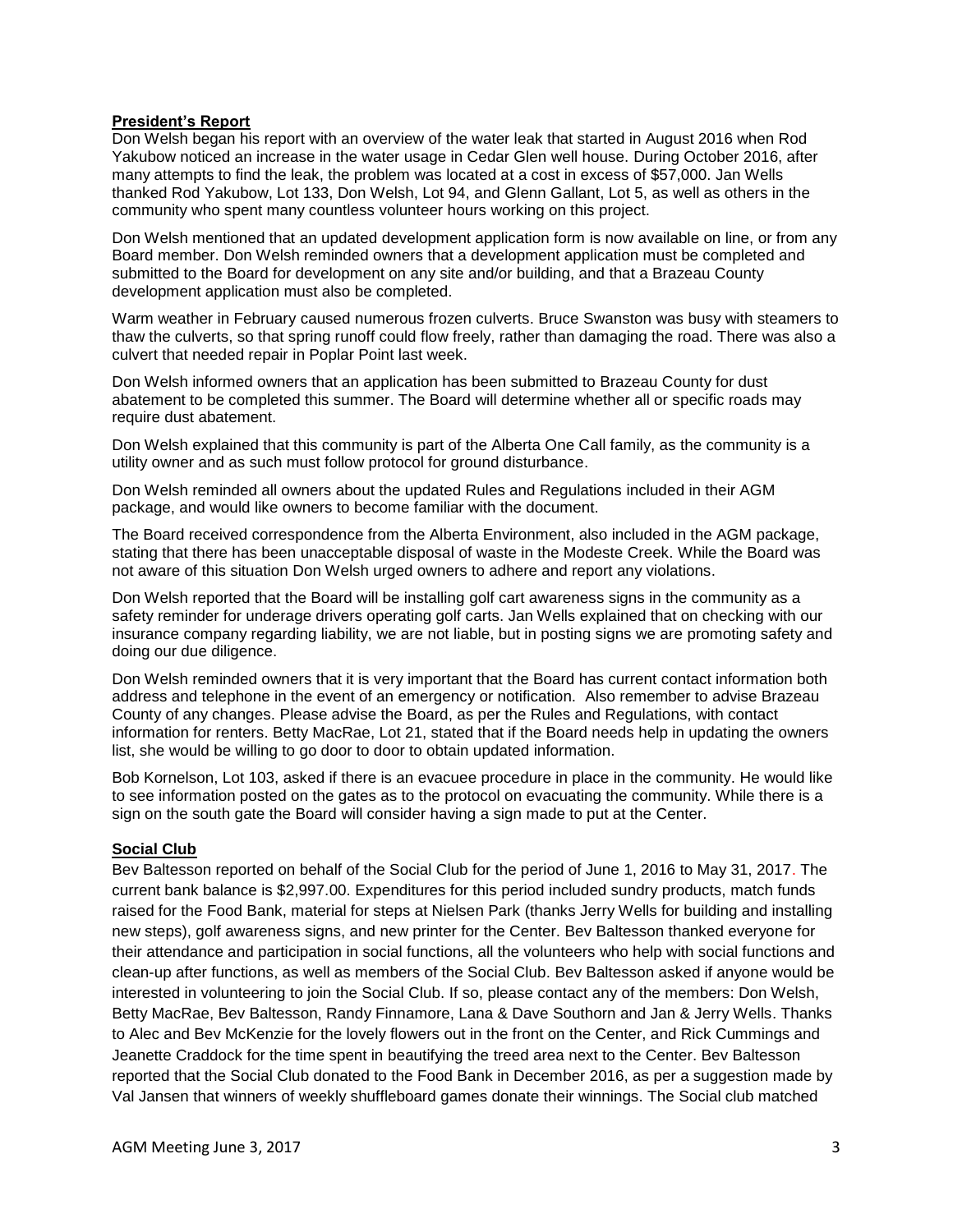**President's Report**

Don Welsh began his report with an overview of the water leak that started in August 2016 when Rod Yakubow noticed an increase in the water usage in Cedar Glen well house. During October 2016, after many attempts to find the leak, the problem was located at a cost in excess of $57,000. Jan Wells thanked Rod Yakubow, Lot 133, Don Welsh, Lot 94, and Glenn Gallant, Lot 5, as well as others in the community who spent many countless volunteer hours working on this project.

Don Welsh mentioned that an updated development application form is now available on line, or from any Board member. Don Welsh reminded owners that a development application must be completed and submitted to the Board for development on any site and/or building, and that a Brazeau County development application must also be completed.

Warm weather in February caused numerous frozen culverts. Bruce Swanston was busy with steamers to thaw the culverts, so that spring runoff could flow freely, rather than damaging the road. There was also a culvert that needed repair in Poplar Point last week.

Don Welsh informed owners that an application has been submitted to Brazeau County for dust abatement to be completed this summer. The Board will determine whether all or specific roads may require dust abatement.

Don Welsh explained that this community is part of the Alberta One Call family, as the community is a utility owner and as such must follow protocol for ground disturbance.

Don Welsh reminded all owners about the updated Rules and Regulations included in their AGM package, and would like owners to become familiar with the document.

The Board received correspondence from the Alberta Environment, also included in the AGM package, stating that there has been unacceptable disposal of waste in the Modeste Creek. While the Board was not aware of this situation Don Welsh urged owners to adhere and report any violations.

Don Welsh reported that the Board will be installing golf cart awareness signs in the community as a safety reminder for underage drivers operating golf carts. Jan Wells explained that on checking with our insurance company regarding liability, we are not liable, but in posting signs we are promoting safety and doing our due diligence.

Don Welsh reminded owners that it is very important that the Board has current contact information both address and telephone in the event of an emergency or notification. Also remember to advise Brazeau County of any changes. Please advise the Board, as per the Rules and Regulations, with contact information for renters. Betty MacRae, Lot 21, stated that if the Board needs help in updating the owners list, she would be willing to go door to door to obtain updated information.

Bob Kornelson, Lot 103, asked if there is an evacuee procedure in place in the community. He would like to see information posted on the gates as to the protocol on evacuating the community. While there is a sign on the south gate the Board will consider having a sign made to put at the Center.

**Social Club**

Bev Baltesson reported on behalf of the Social Club for the period of June 1, 2016 to May 31, 2017. The current bank balance is $2,997.00. Expenditures for this period included sundry products, match funds raised for the Food Bank, material for steps at Nielsen Park (thanks Jerry Wells for building and installing new steps), golf awareness signs, and new printer for the Center. Bev Baltesson thanked everyone for their attendance and participation in social functions, all the volunteers who help with social functions and clean-up after functions, as well as members of the Social Club. Bev Baltesson asked if anyone would be interested in volunteering to join the Social Club. If so, please contact any of the members: Don Welsh, Betty MacRae, Bev Baltesson, Randy Finnamore, Lana & Dave Southorn and Jan & Jerry Wells. Thanks to Alec and Bev McKenzie for the lovely flowers out in the front on the Center, and Rick Cummings and Jeanette Craddock for the time spent in beautifying the treed area next to the Center. Bev Baltesson reported that the Social Club donated to the Food Bank in December 2016, as per a suggestion made by Val Jansen that winners of weekly shuffleboard games donate their winnings. The Social club matched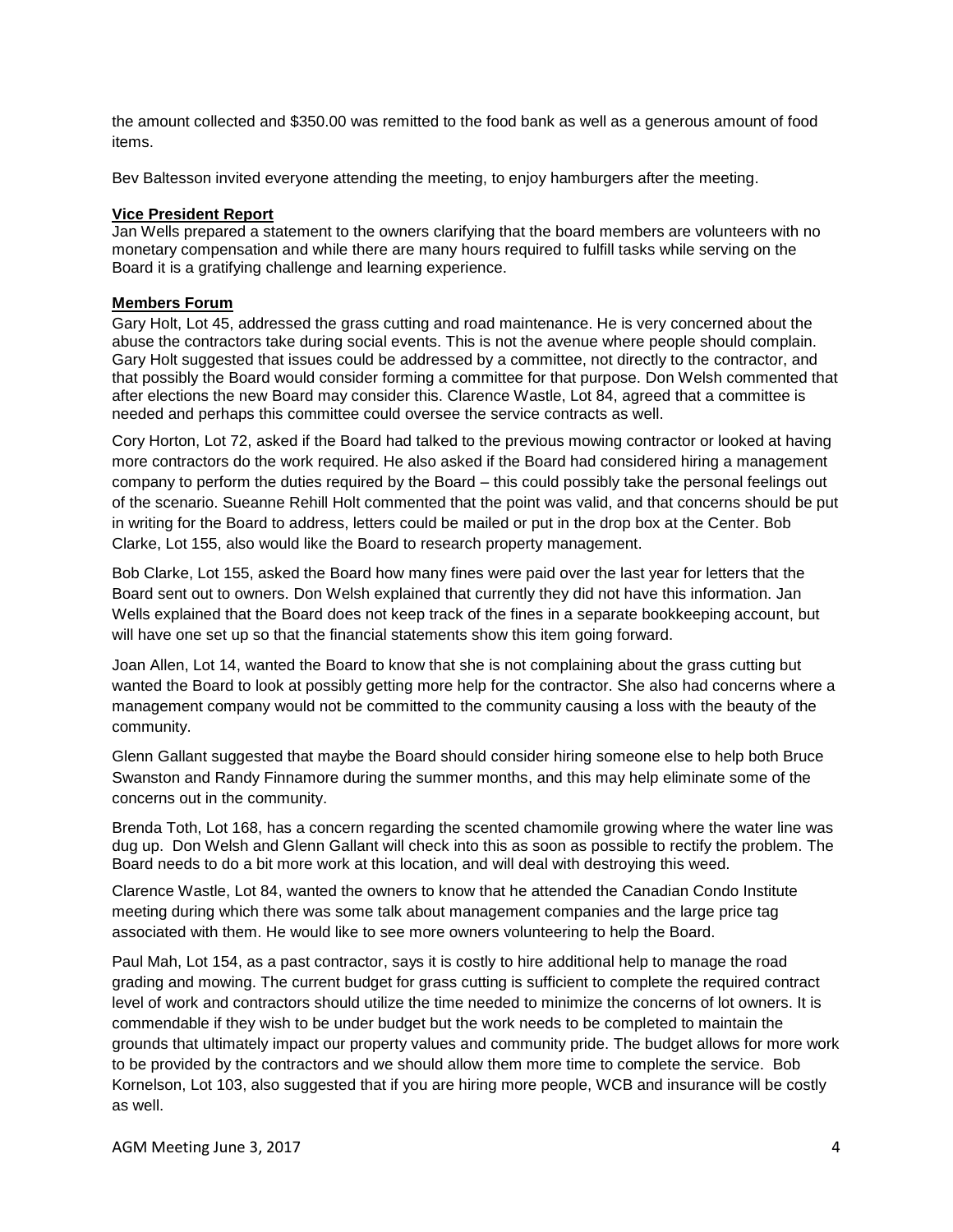the amount collected and $350.00 was remitted to the food bank as well as a generous amount of food items.

Bev Baltesson invited everyone attending the meeting, to enjoy hamburgers after the meeting.

**Vice President Report**

Jan Wells prepared a statement to the owners clarifying that the board members are volunteers with no monetary compensation and while there are many hours required to fulfill tasks while serving on the Board it is a gratifying challenge and learning experience.

**Members Forum**

Gary Holt, Lot 45, addressed the grass cutting and road maintenance. He is very concerned about the abuse the contractors take during social events. This is not the avenue where people should complain. Gary Holt suggested that issues could be addressed by a committee, not directly to the contractor, and that possibly the Board would consider forming a committee for that purpose. Don Welsh commented that after elections the new Board may consider this. Clarence Wastle, Lot 84, agreed that a committee is needed and perhaps this committee could oversee the service contracts as well.

Cory Horton, Lot 72, asked if the Board had talked to the previous mowing contractor or looked at having more contractors do the work required. He also asked if the Board had considered hiring a management company to perform the duties required by the Board – this could possibly take the personal feelings out of the scenario. Sueanne Rehill Holt commented that the point was valid, and that concerns should be put in writing for the Board to address, letters could be mailed or put in the drop box at the Center. Bob Clarke, Lot 155, also would like the Board to research property management.

Bob Clarke, Lot 155, asked the Board how many fines were paid over the last year for letters that the Board sent out to owners. Don Welsh explained that currently they did not have this information. Jan Wells explained that the Board does not keep track of the fines in a separate bookkeeping account, but will have one set up so that the financial statements show this item going forward.

Joan Allen, Lot 14, wanted the Board to know that she is not complaining about the grass cutting but wanted the Board to look at possibly getting more help for the contractor. She also had concerns where a management company would not be committed to the community causing a loss with the beauty of the community.

Glenn Gallant suggested that maybe the Board should consider hiring someone else to help both Bruce Swanston and Randy Finnamore during the summer months, and this may help eliminate some of the concerns out in the community.

Brenda Toth, Lot 168, has a concern regarding the scented chamomile growing where the water line was dug up. Don Welsh and Glenn Gallant will check into this as soon as possible to rectify the problem. The Board needs to do a bit more work at this location, and will deal with destroying this weed.

Clarence Wastle, Lot 84, wanted the owners to know that he attended the Canadian Condo Institute meeting during which there was some talk about management companies and the large price tag associated with them. He would like to see more owners volunteering to help the Board.

Paul Mah, Lot 154, as a past contractor, says it is costly to hire additional help to manage the road grading and mowing. The current budget for grass cutting is sufficient to complete the required contract level of work and contractors should utilize the time needed to minimize the concerns of lot owners. It is commendable if they wish to be under budget but the work needs to be completed to maintain the grounds that ultimately impact our property values and community pride. The budget allows for more work to be provided by the contractors and we should allow them more time to complete the service. Bob Kornelson, Lot 103, also suggested that if you are hiring more people, WCB and insurance will be costly as well.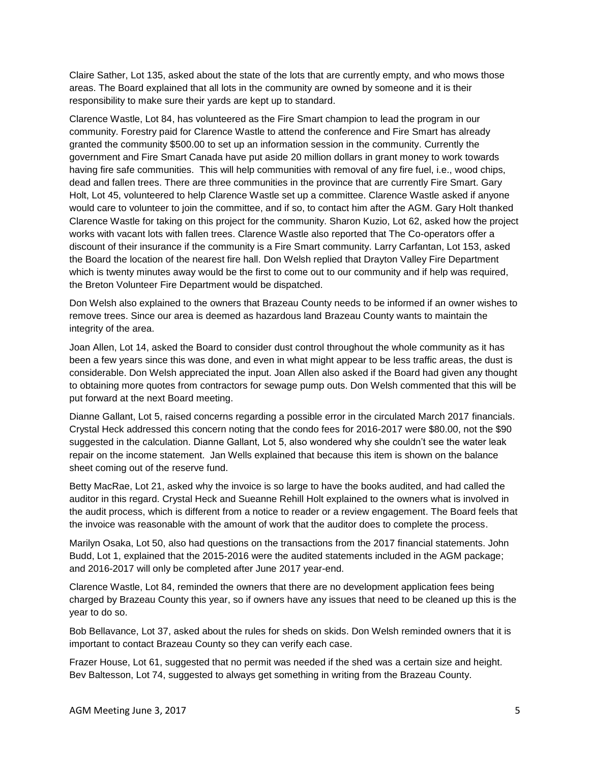Claire Sather, Lot 135, asked about the state of the lots that are currently empty, and who mows those areas. The Board explained that all lots in the community are owned by someone and it is their responsibility to make sure their yards are kept up to standard.

Clarence Wastle, Lot 84, has volunteered as the Fire Smart champion to lead the program in our community. Forestry paid for Clarence Wastle to attend the conference and Fire Smart has already granted the community $500.00 to set up an information session in the community. Currently the government and Fire Smart Canada have put aside 20 million dollars in grant money to work towards having fire safe communities. This will help communities with removal of any fire fuel, i.e., wood chips, dead and fallen trees. There are three communities in the province that are currently Fire Smart. Gary Holt, Lot 45, volunteered to help Clarence Wastle set up a committee. Clarence Wastle asked if anyone would care to volunteer to join the committee, and if so, to contact him after the AGM. Gary Holt thanked Clarence Wastle for taking on this project for the community. Sharon Kuzio, Lot 62, asked how the project works with vacant lots with fallen trees. Clarence Wastle also reported that The Co-operators offer a discount of their insurance if the community is a Fire Smart community. Larry Carfantan, Lot 153, asked the Board the location of the nearest fire hall. Don Welsh replied that Drayton Valley Fire Department which is twenty minutes away would be the first to come out to our community and if help was required, the Breton Volunteer Fire Department would be dispatched.

Don Welsh also explained to the owners that Brazeau County needs to be informed if an owner wishes to remove trees. Since our area is deemed as hazardous land Brazeau County wants to maintain the integrity of the area.

Joan Allen, Lot 14, asked the Board to consider dust control throughout the whole community as it has been a few years since this was done, and even in what might appear to be less traffic areas, the dust is considerable. Don Welsh appreciated the input. Joan Allen also asked if the Board had given any thought to obtaining more quotes from contractors for sewage pump outs. Don Welsh commented that this will be put forward at the next Board meeting.

Dianne Gallant, Lot 5, raised concerns regarding a possible error in the circulated March 2017 financials. Crystal Heck addressed this concern noting that the condo fees for 2016-2017 were $80.00, not the $90 suggested in the calculation. Dianne Gallant, Lot 5, also wondered why she couldn't see the water leak repair on the income statement. Jan Wells explained that because this item is shown on the balance sheet coming out of the reserve fund.

Betty MacRae, Lot 21, asked why the invoice is so large to have the books audited, and had called the auditor in this regard. Crystal Heck and Sueanne Rehill Holt explained to the owners what is involved in the audit process, which is different from a notice to reader or a review engagement. The Board feels that the invoice was reasonable with the amount of work that the auditor does to complete the process.

Marilyn Osaka, Lot 50, also had questions on the transactions from the 2017 financial statements. John Budd, Lot 1, explained that the 2015-2016 were the audited statements included in the AGM package; and 2016-2017 will only be completed after June 2017 year-end.

Clarence Wastle, Lot 84, reminded the owners that there are no development application fees being charged by Brazeau County this year, so if owners have any issues that need to be cleaned up this is the year to do so.

Bob Bellavance, Lot 37, asked about the rules for sheds on skids. Don Welsh reminded owners that it is important to contact Brazeau County so they can verify each case.

Frazer House, Lot 61, suggested that no permit was needed if the shed was a certain size and height. Bev Baltesson, Lot 74, suggested to always get something in writing from the Brazeau County.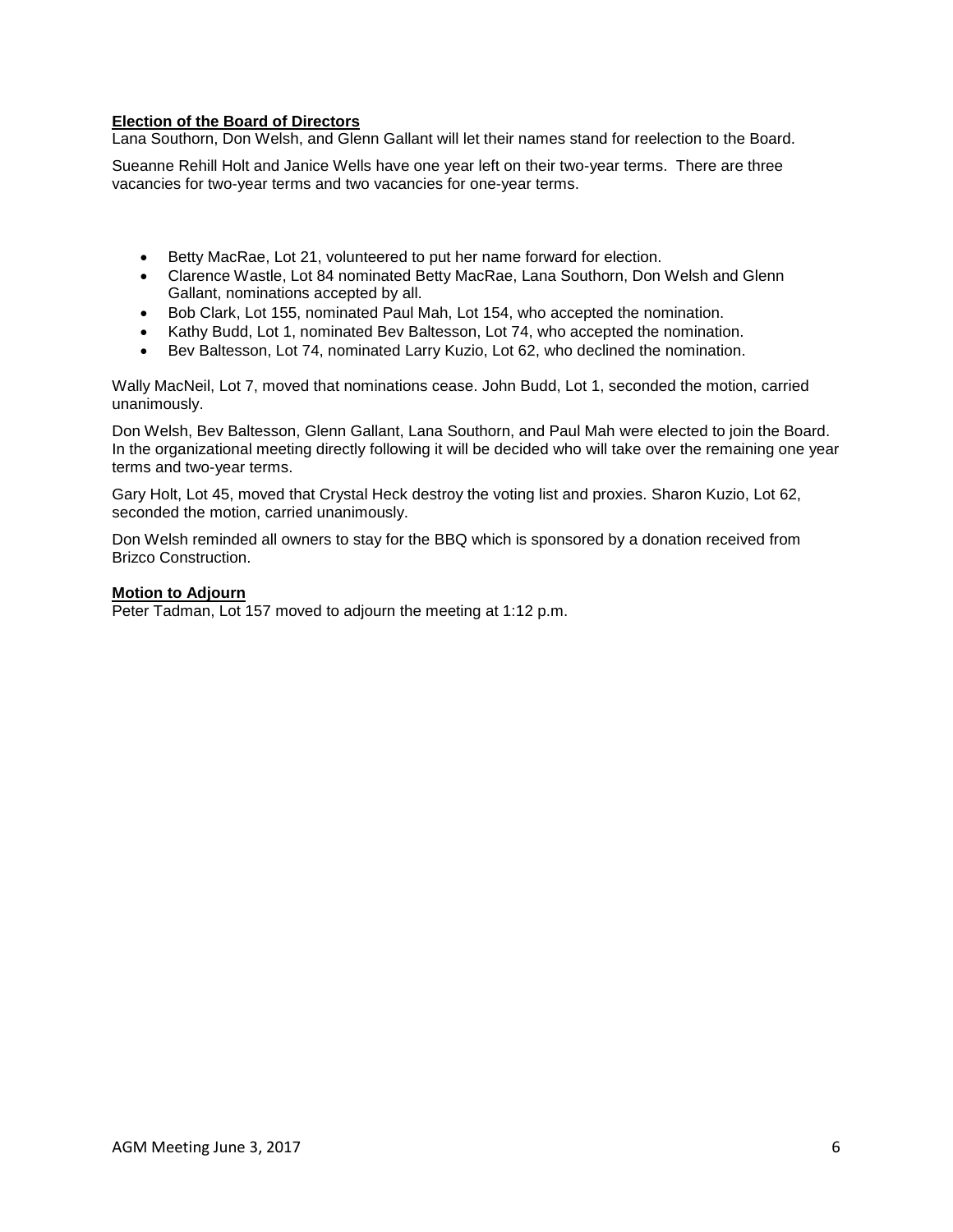## Election of the Board of Directors

Lana Southorn, Don Welsh, and Glenn Gallant will let their names stand for reelection to the Board.

Sueanne Rehill Holt and Janice Wells have one year left on their two-year terms. There are three vacancies for two-year terms and two vacancies for one-year terms.

- Betty MacRae, Lot 21, volunteered to put her name forward for election.
- Clarence Wastle, Lot 84 nominated Betty MacRae, Lana Southorn, Don Welsh and Glenn Gallant, nominations accepted by all.
- Bob Clark, Lot 155, nominated Paul Mah, Lot 154, who accepted the nomination.
- Kathy Budd, Lot 1, nominated Bev Baltesson, Lot 74, who accepted the nomination.
- Bev Baltesson, Lot 74, nominated Larry Kuzio, Lot 62, who declined the nomination.

Wally MacNeil, Lot 7, moved that nominations cease. John Budd, Lot 1, seconded the motion, carried unanimously.

Don Welsh, Bev Baltesson, Glenn Gallant, Lana Southorn, and Paul Mah were elected to join the Board. In the organizational meeting directly following it will be decided who will take over the remaining one year terms and two-year terms.

Gary Holt, Lot 45, moved that Crystal Heck destroy the voting list and proxies. Sharon Kuzio, Lot 62, seconded the motion, carried unanimously.

Don Welsh reminded all owners to stay for the BBQ which is sponsored by a donation received from Brizco Construction.

## Motion to Adjourn

Peter Tadman, Lot 157 moved to adjourn the meeting at 1:12 p.m.